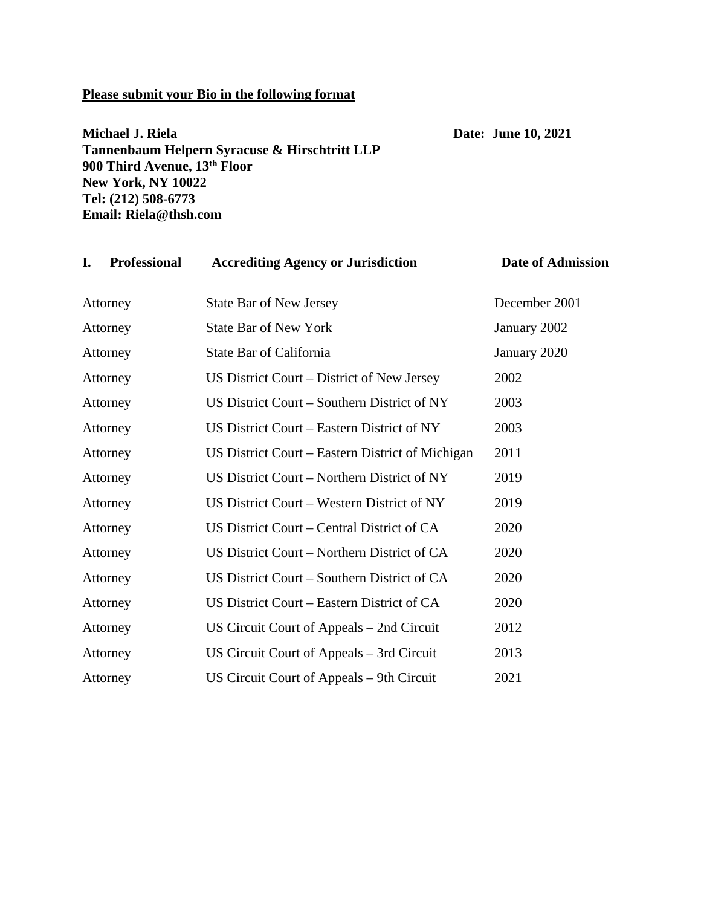**Please submit your Bio in the following format**

**Michael J. Riela** **Date: June 10, 2021**
**Tannenbaum Helpern Syracuse & Hirschtritt LLP**
**900 Third Avenue, 13th Floor**
**New York, NY 10022**
**Tel: (212) 508-6773**
**Email: Riela@thsh.com**

| **I. Professional** | **Accrediting Agency or Jurisdiction** | **Date of Admission** |
|---|---|---|
| Attorney | State Bar of New Jersey | December 2001 |
| Attorney | State Bar of New York | January 2002 |
| Attorney | State Bar of California | January 2020 |
| Attorney | US District Court – District of New Jersey | 2002 |
| Attorney | US District Court – Southern District of NY | 2003 |
| Attorney | US District Court – Eastern District of NY | 2003 |
| Attorney | US District Court – Eastern District of Michigan | 2011 |
| Attorney | US District Court – Northern District of NY | 2019 |
| Attorney | US District Court – Western District of NY | 2019 |
| Attorney | US District Court – Central District of CA | 2020 |
| Attorney | US District Court – Northern District of CA | 2020 |
| Attorney | US District Court – Southern District of CA | 2020 |
| Attorney | US District Court – Eastern District of CA | 2020 |
| Attorney | US Circuit Court of Appeals – 2nd Circuit | 2012 |
| Attorney | US Circuit Court of Appeals – 3rd Circuit | 2013 |
| Attorney | US Circuit Court of Appeals – 9th Circuit | 2021 |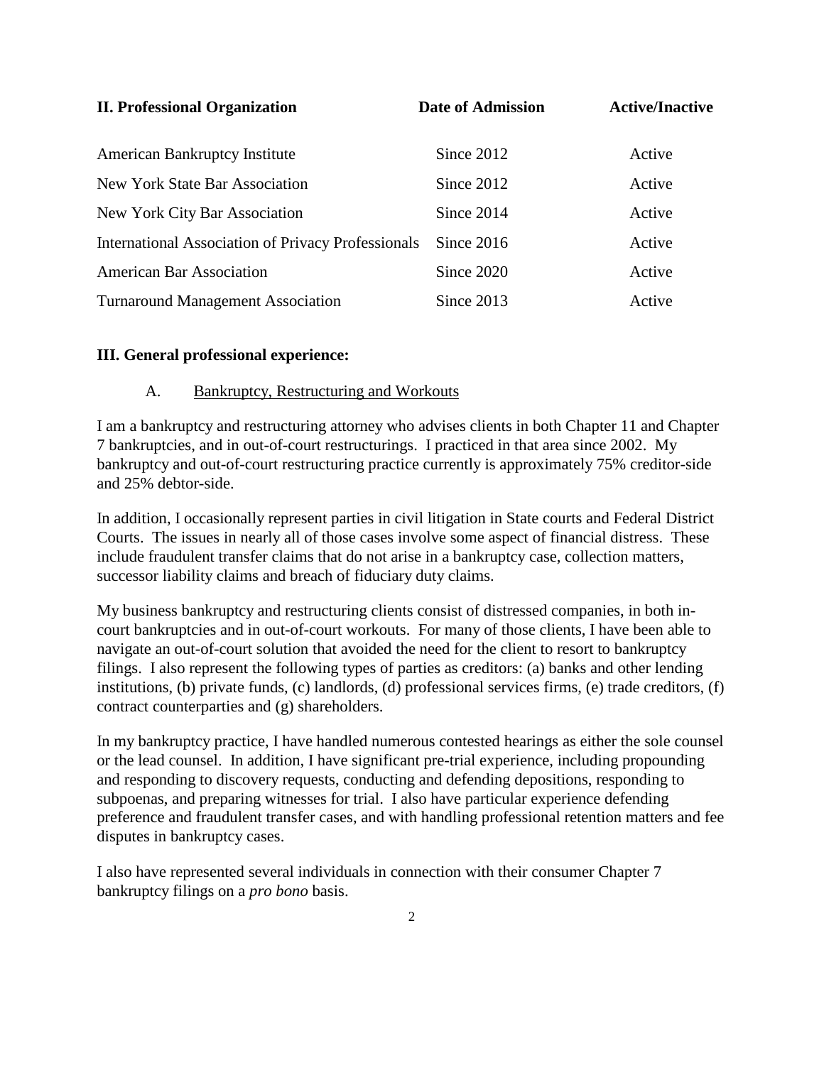| **II. Professional Organization** | **Date of Admission** | **Active/Inactive** |
| --- | --- | --- |
| American Bankruptcy Institute | Since 2012 | Active |
| New York State Bar Association | Since 2012 | Active |
| New York City Bar Association | Since 2014 | Active |
| International Association of Privacy Professionals | Since 2016 | Active |
| American Bar Association | Since 2020 | Active |
| Turnaround Management Association | Since 2013 | Active |

**III. General professional experience:**

A. <u>Bankruptcy, Restructuring and Workouts</u>

I am a bankruptcy and restructuring attorney who advises clients in both Chapter 11 and Chapter 7 bankruptcies, and in out-of-court restructurings. I practiced in that area since 2002. My bankruptcy and out-of-court restructuring practice currently is approximately 75% creditor-side and 25% debtor-side.

In addition, I occasionally represent parties in civil litigation in State courts and Federal District Courts. The issues in nearly all of those cases involve some aspect of financial distress. These include fraudulent transfer claims that do not arise in a bankruptcy case, collection matters, successor liability claims and breach of fiduciary duty claims.

My business bankruptcy and restructuring clients consist of distressed companies, in both in-court bankruptcies and in out-of-court workouts. For many of those clients, I have been able to navigate an out-of-court solution that avoided the need for the client to resort to bankruptcy filings. I also represent the following types of parties as creditors: (a) banks and other lending institutions, (b) private funds, (c) landlords, (d) professional services firms, (e) trade creditors, (f) contract counterparties and (g) shareholders.

In my bankruptcy practice, I have handled numerous contested hearings as either the sole counsel or the lead counsel. In addition, I have significant pre-trial experience, including propounding and responding to discovery requests, conducting and defending depositions, responding to subpoenas, and preparing witnesses for trial. I also have particular experience defending preference and fraudulent transfer cases, and with handling professional retention matters and fee disputes in bankruptcy cases.

I also have represented several individuals in connection with their consumer Chapter 7 bankruptcy filings on a *pro bono* basis.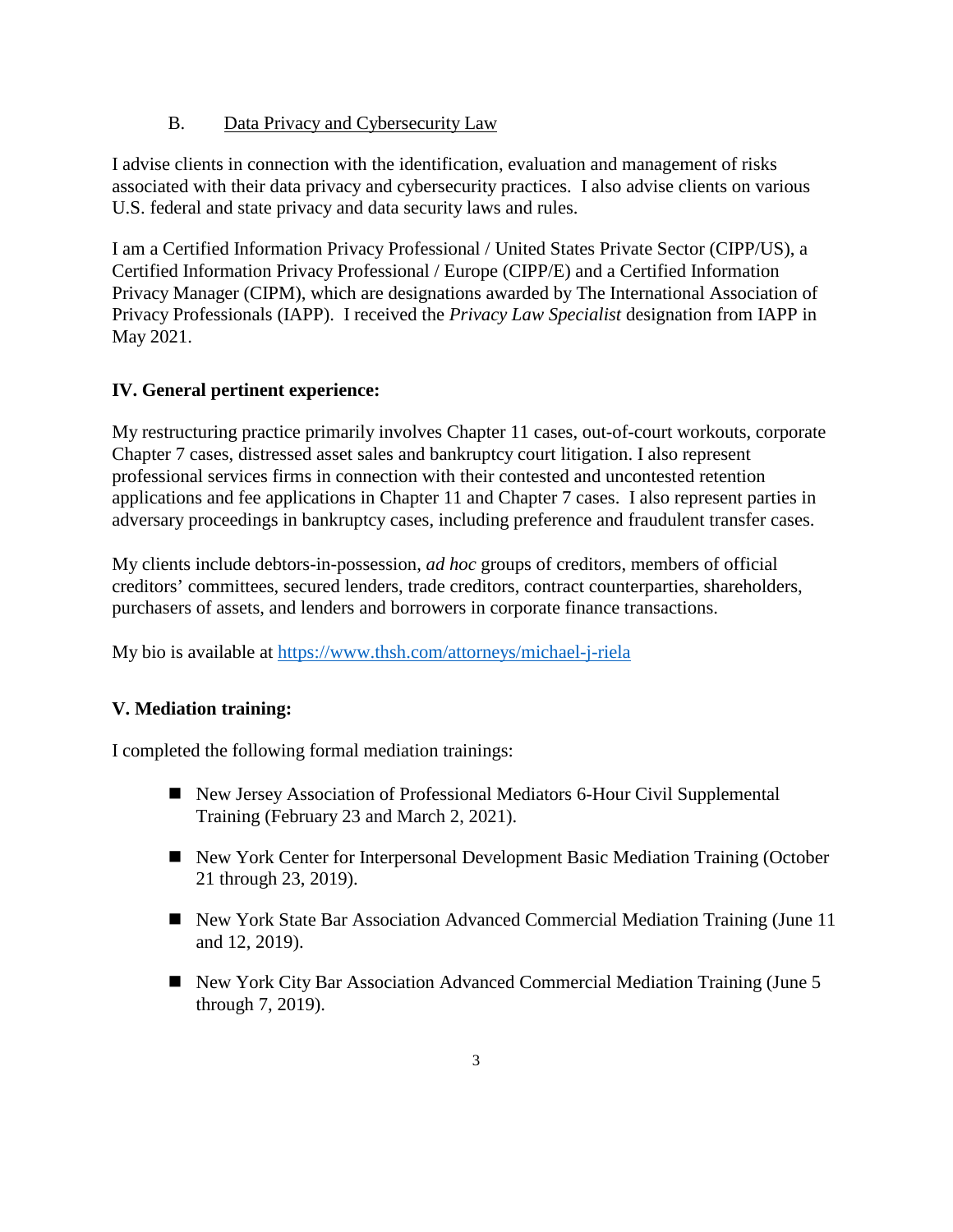### B. Data Privacy and Cybersecurity Law

I advise clients in connection with the identification, evaluation and management of risks associated with their data privacy and cybersecurity practices. I also advise clients on various U.S. federal and state privacy and data security laws and rules.

I am a Certified Information Privacy Professional / United States Private Sector (CIPP/US), a Certified Information Privacy Professional / Europe (CIPP/E) and a Certified Information Privacy Manager (CIPM), which are designations awarded by The International Association of Privacy Professionals (IAPP). I received the *Privacy Law Specialist* designation from IAPP in May 2021.

## IV. General pertinent experience:

My restructuring practice primarily involves Chapter 11 cases, out-of-court workouts, corporate Chapter 7 cases, distressed asset sales and bankruptcy court litigation. I also represent professional services firms in connection with their contested and uncontested retention applications and fee applications in Chapter 11 and Chapter 7 cases. I also represent parties in adversary proceedings in bankruptcy cases, including preference and fraudulent transfer cases.

My clients include debtors-in-possession, *ad hoc* groups of creditors, members of official creditors' committees, secured lenders, trade creditors, contract counterparties, shareholders, purchasers of assets, and lenders and borrowers in corporate finance transactions.

My bio is available at [https://www.thsh.com/attorneys/michael-j-riela](https://www.thsh.com/attorneys/michael-j-riela)

## V. Mediation training:

I completed the following formal mediation trainings:

- New Jersey Association of Professional Mediators 6-Hour Civil Supplemental Training (February 23 and March 2, 2021).
- New York Center for Interpersonal Development Basic Mediation Training (October 21 through 23, 2019).
- New York State Bar Association Advanced Commercial Mediation Training (June 11 and 12, 2019).
- New York City Bar Association Advanced Commercial Mediation Training (June 5 through 7, 2019).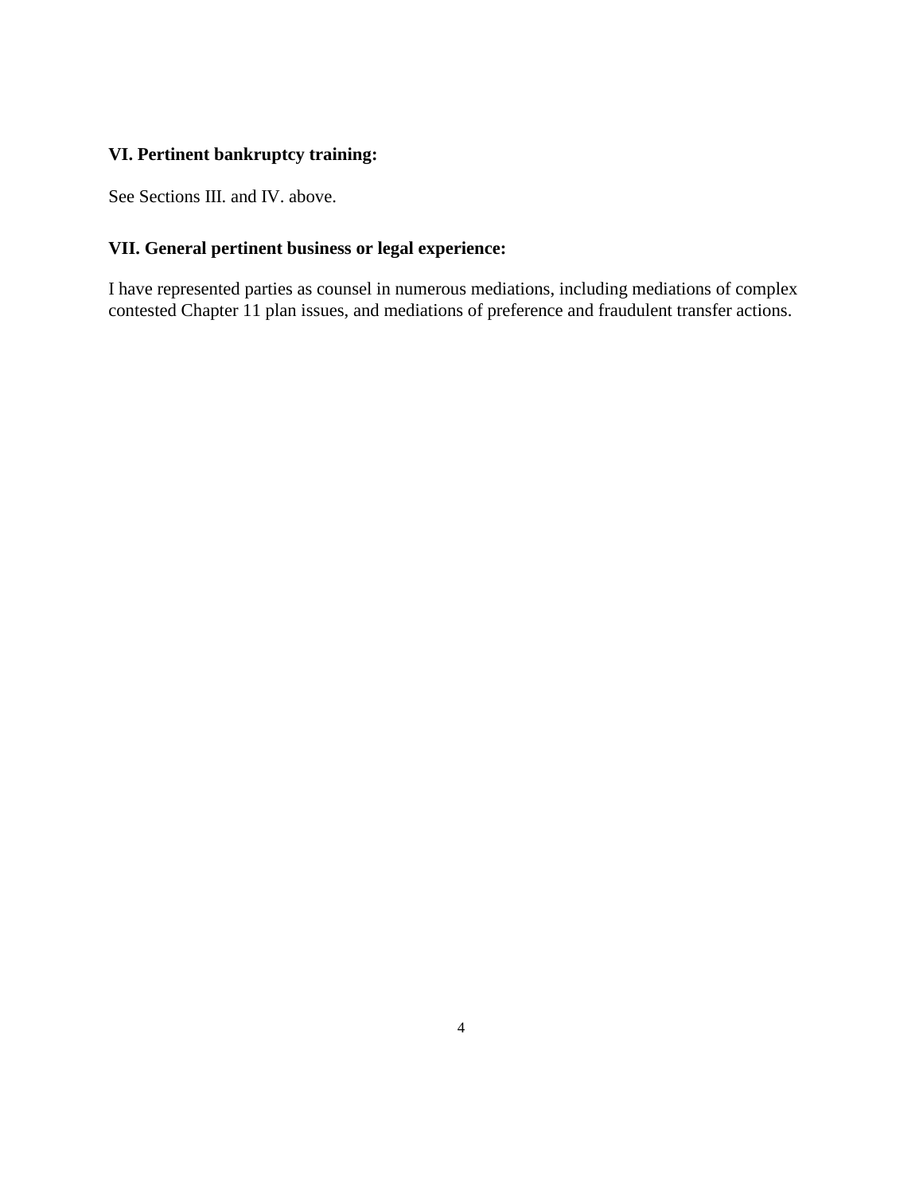**VI. Pertinent bankruptcy training:**

See Sections III. and IV. above.

**VII. General pertinent business or legal experience:**

I have represented parties as counsel in numerous mediations, including mediations of complex contested Chapter 11 plan issues, and mediations of preference and fraudulent transfer actions.